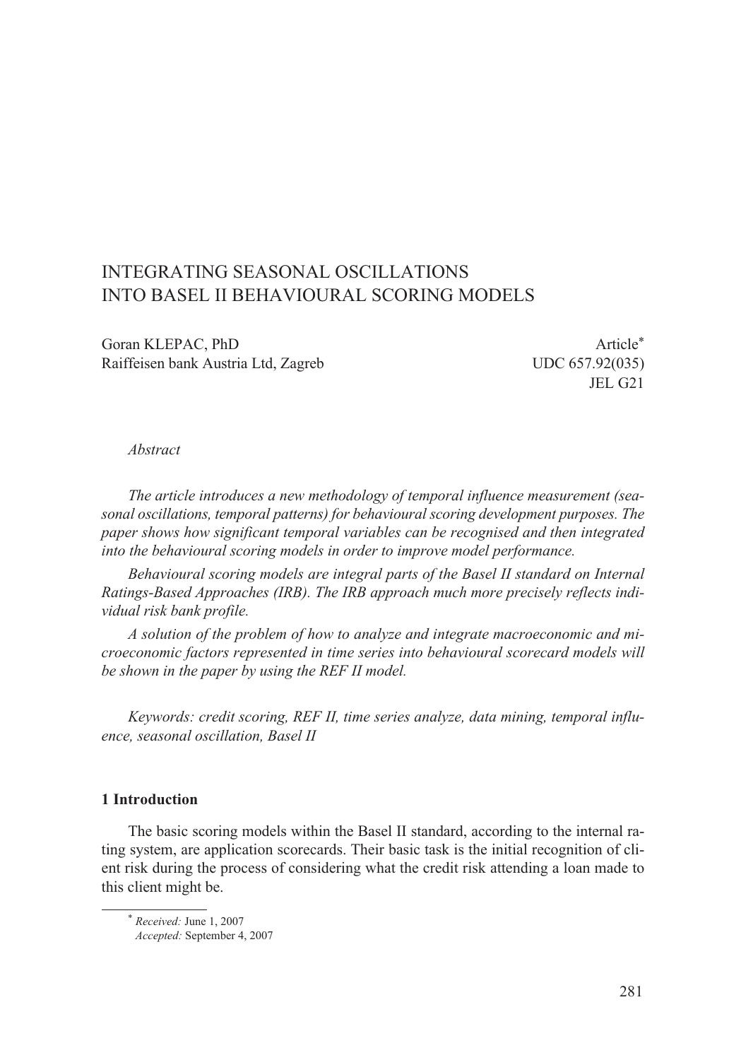# INTEGRATING SEASONAL OSCILLATIONS INTO BASEL II BEHAVIOURAL SCORING MODELS

Goran KLEPAC, PhD
Raiffeisen bank Austria Ltd, Zagreb

Article[*]
UDC 657.92(035)
JEL G21

*Abstract*

*The article introduces a new methodology of temporal influence measurement (seasonal oscillations, temporal patterns) for behavioural scoring development purposes. The paper shows how significant temporal variables can be recognised and then integrated into the behavioural scoring models in order to improve model performance.*

*Behavioural scoring models are integral parts of the Basel II standard on Internal Ratings-Based Approaches (IRB). The IRB approach much more precisely reflects individual risk bank profile.*

*A solution of the problem of how to analyze and integrate macroeconomic and microeconomic factors represented in time series into behavioural scorecard models will be shown in the paper by using the REF II model.*

*Keywords: credit scoring, REF II, time series analyze, data mining, temporal influence, seasonal oscillation, Basel II*

## 1 Introduction

The basic scoring models within the Basel II standard, according to the internal rating system, are application scorecards. Their basic task is the initial recognition of client risk during the process of considering what the credit risk attending a loan made to this client might be.

[*] *Received:* June 1, 2007
*Accepted:* September 4, 2007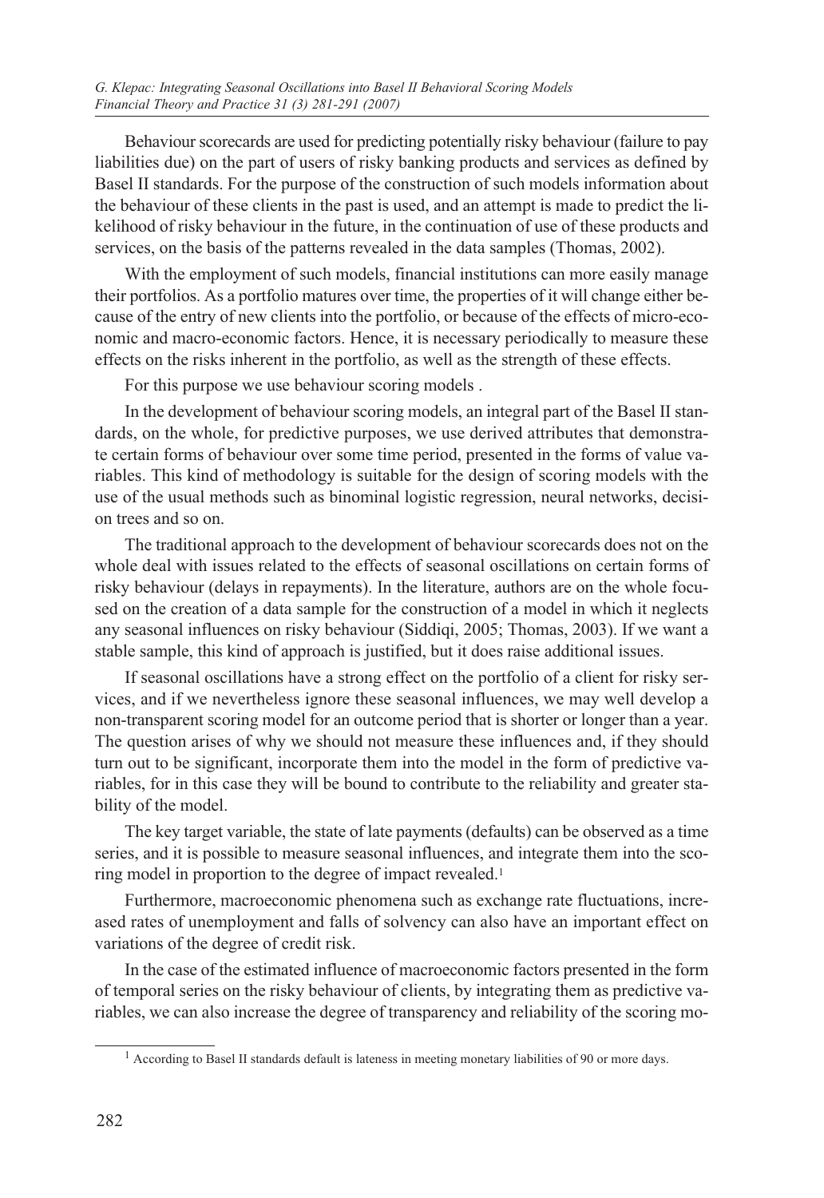Behaviour scorecards are used for predicting potentially risky behaviour (failure to pay liabilities due) on the part of users of risky banking products and services as defined by Basel II standards. For the purpose of the construction of such models information about the behaviour of these clients in the past is used, and an attempt is made to predict the likelihood of risky behaviour in the future, in the continuation of use of these products and services, on the basis of the patterns revealed in the data samples (Thomas, 2002).

With the employment of such models, financial institutions can more easily manage their portfolios. As a portfolio matures over time, the properties of it will change either because of the entry of new clients into the portfolio, or because of the effects of micro-economic and macro-economic factors. Hence, it is necessary periodically to measure these effects on the risks inherent in the portfolio, as well as the strength of these effects.

For this purpose we use behaviour scoring models .

In the development of behaviour scoring models, an integral part of the Basel II standards, on the whole, for predictive purposes, we use derived attributes that demonstrate certain forms of behaviour over some time period, presented in the forms of value variables. This kind of methodology is suitable for the design of scoring models with the use of the usual methods such as binominal logistic regression, neural networks, decision trees and so on.

The traditional approach to the development of behaviour scorecards does not on the whole deal with issues related to the effects of seasonal oscillations on certain forms of risky behaviour (delays in repayments). In the literature, authors are on the whole focused on the creation of a data sample for the construction of a model in which it neglects any seasonal influences on risky behaviour (Siddiqi, 2005; Thomas, 2003). If we want a stable sample, this kind of approach is justified, but it does raise additional issues.

If seasonal oscillations have a strong effect on the portfolio of a client for risky services, and if we nevertheless ignore these seasonal influences, we may well develop a non-transparent scoring model for an outcome period that is shorter or longer than a year. The question arises of why we should not measure these influences and, if they should turn out to be significant, incorporate them into the model in the form of predictive variables, for in this case they will be bound to contribute to the reliability and greater stability of the model.

The key target variable, the state of late payments (defaults) can be observed as a time series, and it is possible to measure seasonal influences, and integrate them into the scoring model in proportion to the degree of impact revealed.[1]

Furthermore, macroeconomic phenomena such as exchange rate fluctuations, increased rates of unemployment and falls of solvency can also have an important effect on variations of the degree of credit risk.

In the case of the estimated influence of macroeconomic factors presented in the form of temporal series on the risky behaviour of clients, by integrating them as predictive variables, we can also increase the degree of transparency and reliability of the scoring mo-

[1] According to Basel II standards default is lateness in meeting monetary liabilities of 90 or more days.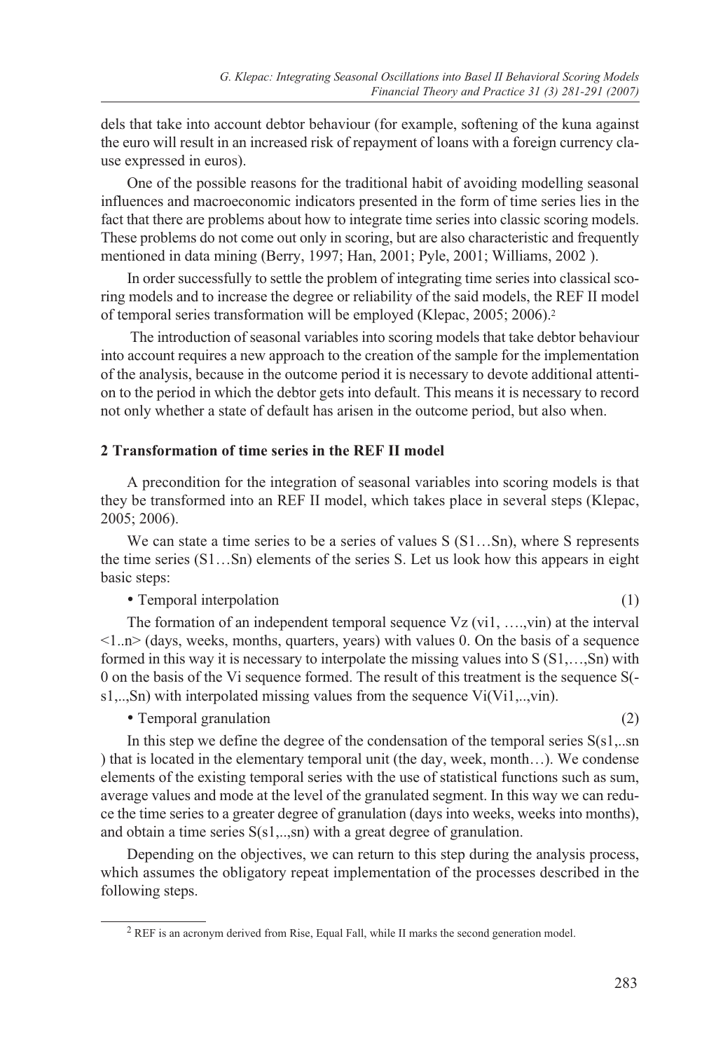dels that take into account debtor behaviour (for example, softening of the kuna against the euro will result in an increased risk of repayment of loans with a foreign currency clause expressed in euros).

One of the possible reasons for the traditional habit of avoiding modelling seasonal influences and macroeconomic indicators presented in the form of time series lies in the fact that there are problems about how to integrate time series into classic scoring models. These problems do not come out only in scoring, but are also characteristic and frequently mentioned in data mining (Berry, 1997; Han, 2001; Pyle, 2001; Williams, 2002 ).

In order successfully to settle the problem of integrating time series into classical scoring models and to increase the degree or reliability of the said models, the REF II model of temporal series transformation will be employed (Klepac, 2005; 2006).[2]

The introduction of seasonal variables into scoring models that take debtor behaviour into account requires a new approach to the creation of the sample for the implementation of the analysis, because in the outcome period it is necessary to devote additional attention to the period in which the debtor gets into default. This means it is necessary to record not only whether a state of default has arisen in the outcome period, but also when.

## 2 Transformation of time series in the REF II model

A precondition for the integration of seasonal variables into scoring models is that they be transformed into an REF II model, which takes place in several steps (Klepac, 2005; 2006).

We can state a time series to be a series of values S (S1…Sn), where S represents the time series (S1…Sn) elements of the series S. Let us look how this appears in eight basic steps:

- Temporal interpolation (1)

The formation of an independent temporal sequence Vz (vi1, ….,vin) at the interval <1..n> (days, weeks, months, quarters, years) with values 0. On the basis of a sequence formed in this way it is necessary to interpolate the missing values into S (S1,…,Sn) with 0 on the basis of the Vi sequence formed. The result of this treatment is the sequence S(s1,..,Sn) with interpolated missing values from the sequence Vi(Vi1,..,vin).

- Temporal granulation (2)

In this step we define the degree of the condensation of the temporal series S(s1,..sn ) that is located in the elementary temporal unit (the day, week, month…). We condense elements of the existing temporal series with the use of statistical functions such as sum, average values and mode at the level of the granulated segment. In this way we can reduce the time series to a greater degree of granulation (days into weeks, weeks into months), and obtain a time series S(s1,..,sn) with a great degree of granulation.

Depending on the objectives, we can return to this step during the analysis process, which assumes the obligatory repeat implementation of the processes described in the following steps.

---

[2] REF is an acronym derived from Rise, Equal Fall, while II marks the second generation model.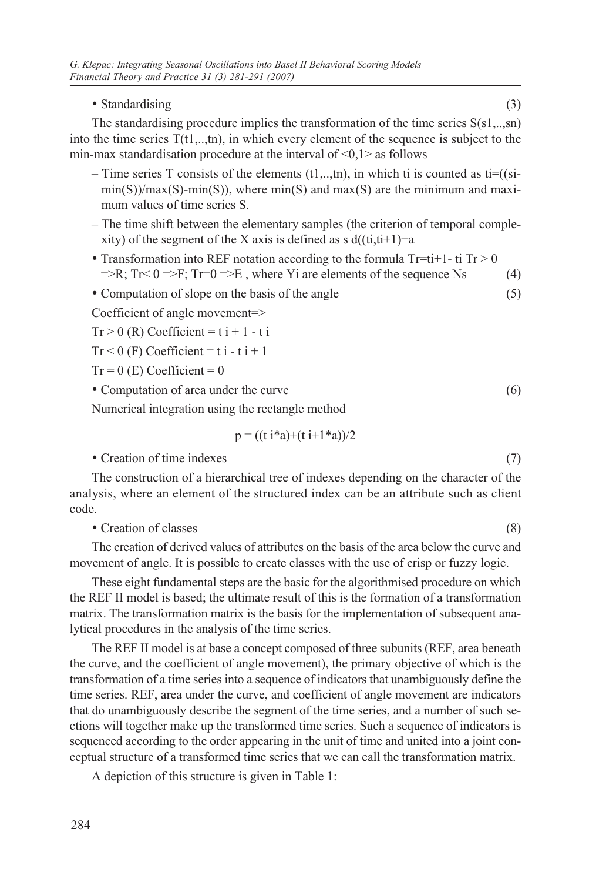- Standardising (3)

The standardising procedure implies the transformation of the time series S(s1,..,sn) into the time series T(t1,..,tn), in which every element of the sequence is subject to the min-max standardisation procedure at the interval of <0,1> as follows

– Time series T consists of the elements (t1,..,tn), in which ti is counted as ti=((si-min(S))/max(S)-min(S)), where min(S) and max(S) are the minimum and maximum values of time series S.

– The time shift between the elementary samples (the criterion of temporal complexity) of the segment of the X axis is defined as s d((ti,ti+1)=a

- Transformation into REF notation according to the formula Tr=ti+1- ti Tr > 0 =>R; Tr< 0 =>F; Tr=0 =>E , where Yi are elements of the sequence Ns (4)

- Computation of slope on the basis of the angle (5)

Coefficient of angle movement=>

Tr > 0 (R) Coefficient = t i + 1 - t i

Tr < 0 (F) Coefficient = t i - t i + 1

Tr = 0 (E) Coefficient = 0

- Computation of area under the curve (6)

Numerical integration using the rectangle method

$$p = ((t\ i*a)+(t\ i+1*a))/2$$

- Creation of time indexes (7)

The construction of a hierarchical tree of indexes depending on the character of the analysis, where an element of the structured index can be an attribute such as client code.

- Creation of classes (8)

The creation of derived values of attributes on the basis of the area below the curve and movement of angle. It is possible to create classes with the use of crisp or fuzzy logic.

These eight fundamental steps are the basic for the algorithmised procedure on which the REF II model is based; the ultimate result of this is the formation of a transformation matrix. The transformation matrix is the basis for the implementation of subsequent analytical procedures in the analysis of the time series.

The REF II model is at base a concept composed of three subunits (REF, area beneath the curve, and the coefficient of angle movement), the primary objective of which is the transformation of a time series into a sequence of indicators that unambiguously define the time series. REF, area under the curve, and coefficient of angle movement are indicators that do unambiguously describe the segment of the time series, and a number of such sections will together make up the transformed time series. Such a sequence of indicators is sequenced according to the order appearing in the unit of time and united into a joint conceptual structure of a transformed time series that we can call the transformation matrix.

A depiction of this structure is given in Table 1: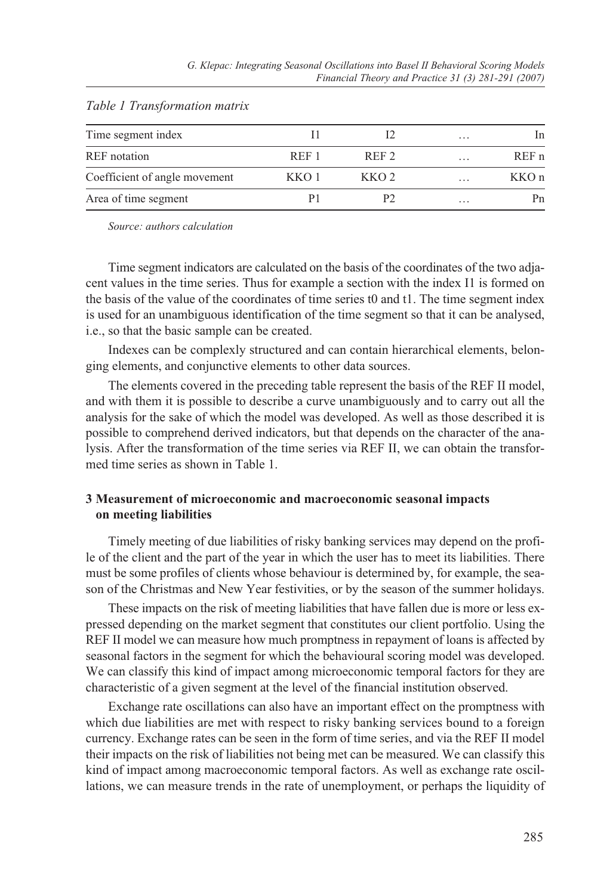*Table 1 Transformation matrix*

| Time segment index | I1 | I2 | … | In |
|---|---|---|---|---|
| REF notation | REF 1 | REF 2 | … | REF n |
| Coefficient of angle movement | KKO 1 | KKO 2 | … | KKO n |
| Area of time segment | P1 | P2 | … | Pn |

*Source: authors calculation*

Time segment indicators are calculated on the basis of the coordinates of the two adjacent values in the time series. Thus for example a section with the index I1 is formed on the basis of the value of the coordinates of time series t0 and t1. The time segment index is used for an unambiguous identification of the time segment so that it can be analysed, i.e., so that the basic sample can be created.

Indexes can be complexly structured and can contain hierarchical elements, belonging elements, and conjunctive elements to other data sources.

The elements covered in the preceding table represent the basis of the REF II model, and with them it is possible to describe a curve unambiguously and to carry out all the analysis for the sake of which the model was developed. As well as those described it is possible to comprehend derived indicators, but that depends on the character of the analysis. After the transformation of the time series via REF II, we can obtain the transformed time series as shown in Table 1.

### 3 Measurement of microeconomic and macroeconomic seasonal impacts on meeting liabilities

Timely meeting of due liabilities of risky banking services may depend on the profile of the client and the part of the year in which the user has to meet its liabilities. There must be some profiles of clients whose behaviour is determined by, for example, the season of the Christmas and New Year festivities, or by the season of the summer holidays.

These impacts on the risk of meeting liabilities that have fallen due is more or less expressed depending on the market segment that constitutes our client portfolio. Using the REF II model we can measure how much promptness in repayment of loans is affected by seasonal factors in the segment for which the behavioural scoring model was developed. We can classify this kind of impact among microeconomic temporal factors for they are characteristic of a given segment at the level of the financial institution observed.

Exchange rate oscillations can also have an important effect on the promptness with which due liabilities are met with respect to risky banking services bound to a foreign currency. Exchange rates can be seen in the form of time series, and via the REF II model their impacts on the risk of liabilities not being met can be measured. We can classify this kind of impact among macroeconomic temporal factors. As well as exchange rate oscillations, we can measure trends in the rate of unemployment, or perhaps the liquidity of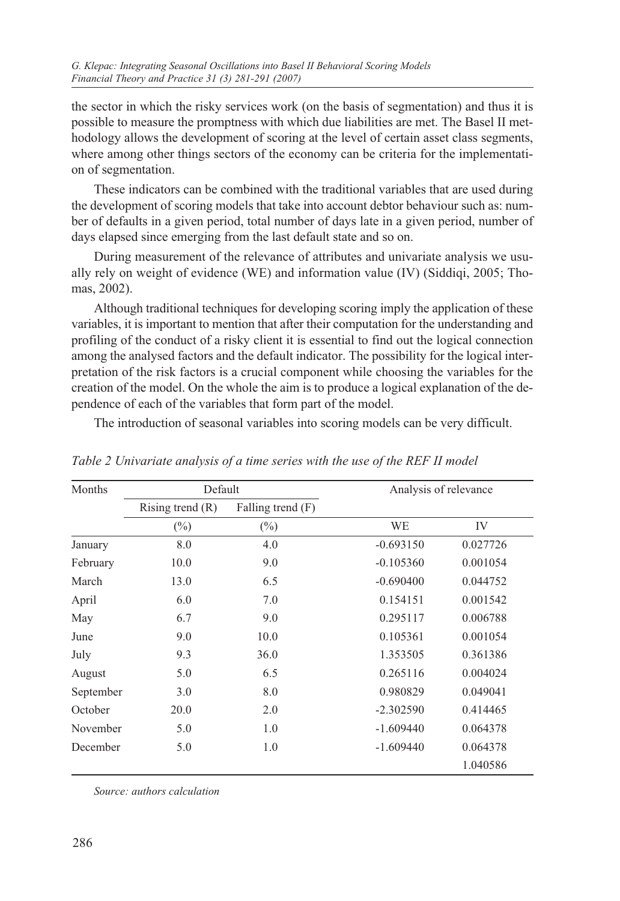the sector in which the risky services work (on the basis of segmentation) and thus it is possible to measure the promptness with which due liabilities are met. The Basel II methodology allows the development of scoring at the level of certain asset class segments, where among other things sectors of the economy can be criteria for the implementation of segmentation.

These indicators can be combined with the traditional variables that are used during the development of scoring models that take into account debtor behaviour such as: number of defaults in a given period, total number of days late in a given period, number of days elapsed since emerging from the last default state and so on.

During measurement of the relevance of attributes and univariate analysis we usually rely on weight of evidence (WE) and information value (IV) (Siddiqi, 2005; Thomas, 2002).

Although traditional techniques for developing scoring imply the application of these variables, it is important to mention that after their computation for the understanding and profiling of the conduct of a risky client it is essential to find out the logical connection among the analysed factors and the default indicator. The possibility for the logical interpretation of the risk factors is a crucial component while choosing the variables for the creation of the model. On the whole the aim is to produce a logical explanation of the dependence of each of the variables that form part of the model.

The introduction of seasonal variables into scoring models can be very difficult.

*Table 2 Univariate analysis of a time series with the use of the REF II model*

| Months | Default | | Analysis of relevance | |
|---|---|---|---|---|
| | Rising trend (R) | Falling trend (F) | | |
| | (%) | (%) | WE | IV |
| January | 8.0 | 4.0 | -0.693150 | 0.027726 |
| February | 10.0 | 9.0 | -0.105360 | 0.001054 |
| March | 13.0 | 6.5 | -0.690400 | 0.044752 |
| April | 6.0 | 7.0 | 0.154151 | 0.001542 |
| May | 6.7 | 9.0 | 0.295117 | 0.006788 |
| June | 9.0 | 10.0 | 0.105361 | 0.001054 |
| July | 9.3 | 36.0 | 1.353505 | 0.361386 |
| August | 5.0 | 6.5 | 0.265116 | 0.004024 |
| September | 3.0 | 8.0 | 0.980829 | 0.049041 |
| October | 20.0 | 2.0 | -2.302590 | 0.414465 |
| November | 5.0 | 1.0 | -1.609440 | 0.064378 |
| December | 5.0 | 1.0 | -1.609440 | 0.064378 |
| | | | | 1.040586 |

*Source: authors calculation*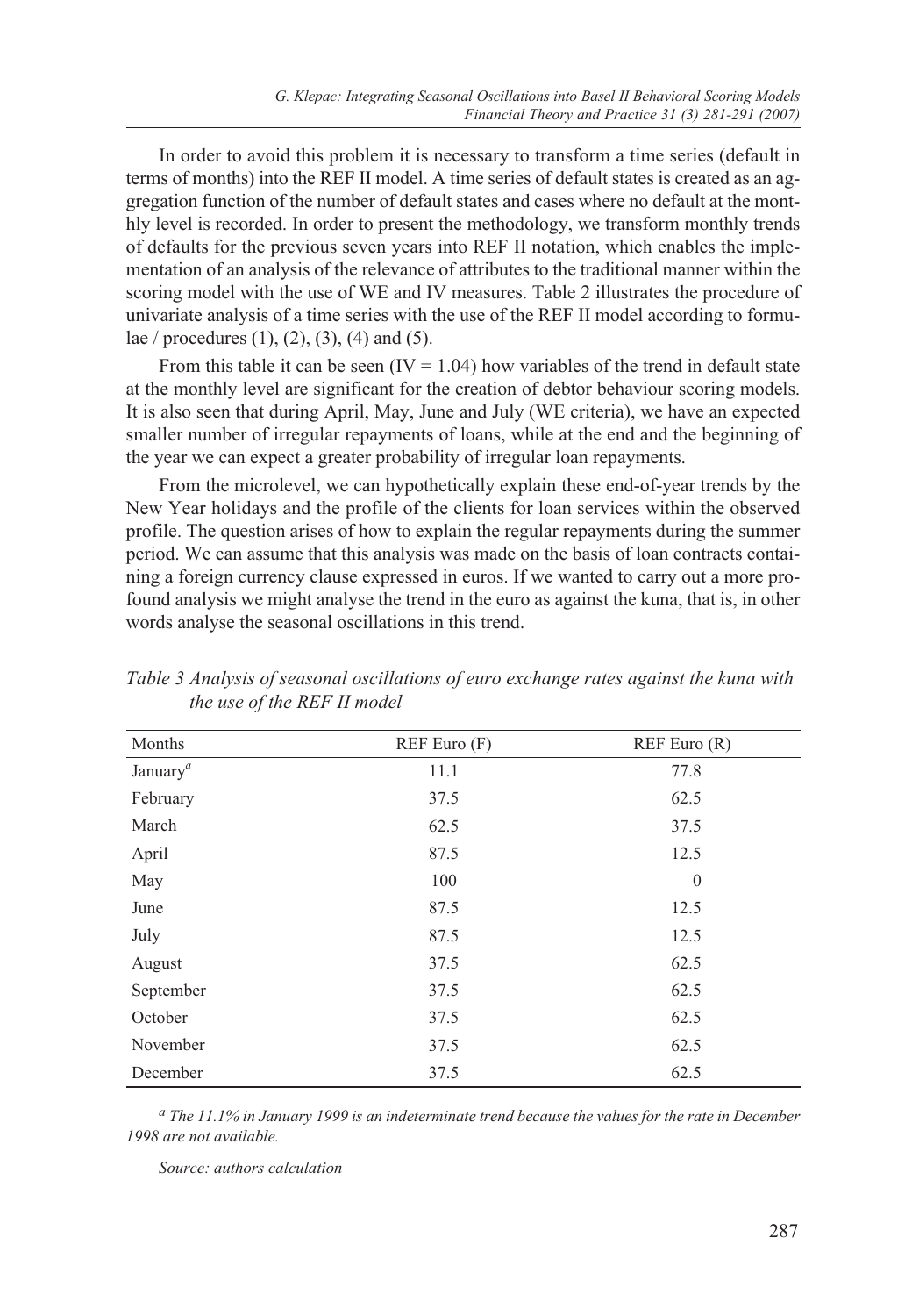In order to avoid this problem it is necessary to transform a time series (default in terms of months) into the REF II model. A time series of default states is created as an aggregation function of the number of default states and cases where no default at the monthly level is recorded. In order to present the methodology, we transform monthly trends of defaults for the previous seven years into REF II notation, which enables the implementation of an analysis of the relevance of attributes to the traditional manner within the scoring model with the use of WE and IV measures. Table 2 illustrates the procedure of univariate analysis of a time series with the use of the REF II model according to formulae / procedures (1), (2), (3), (4) and (5).

From this table it can be seen (IV = 1.04) how variables of the trend in default state at the monthly level are significant for the creation of debtor behaviour scoring models. It is also seen that during April, May, June and July (WE criteria), we have an expected smaller number of irregular repayments of loans, while at the end and the beginning of the year we can expect a greater probability of irregular loan repayments.

From the microlevel, we can hypothetically explain these end-of-year trends by the New Year holidays and the profile of the clients for loan services within the observed profile. The question arises of how to explain the regular repayments during the summer period. We can assume that this analysis was made on the basis of loan contracts containing a foreign currency clause expressed in euros. If we wanted to carry out a more profound analysis we might analyse the trend in the euro as against the kuna, that is, in other words analyse the seasonal oscillations in this trend.

*Table 3 Analysis of seasonal oscillations of euro exchange rates against the kuna with the use of the REF II model*

| Months | REF Euro (F) | REF Euro (R) |
|---|---|---|
| January[a] | 11.1 | 77.8 |
| February | 37.5 | 62.5 |
| March | 62.5 | 37.5 |
| April | 87.5 | 12.5 |
| May | 100 | 0 |
| June | 87.5 | 12.5 |
| July | 87.5 | 12.5 |
| August | 37.5 | 62.5 |
| September | 37.5 | 62.5 |
| October | 37.5 | 62.5 |
| November | 37.5 | 62.5 |
| December | 37.5 | 62.5 |

[a] *The 11.1% in January 1999 is an indeterminate trend because the values for the rate in December 1998 are not available.*

*Source: authors calculation*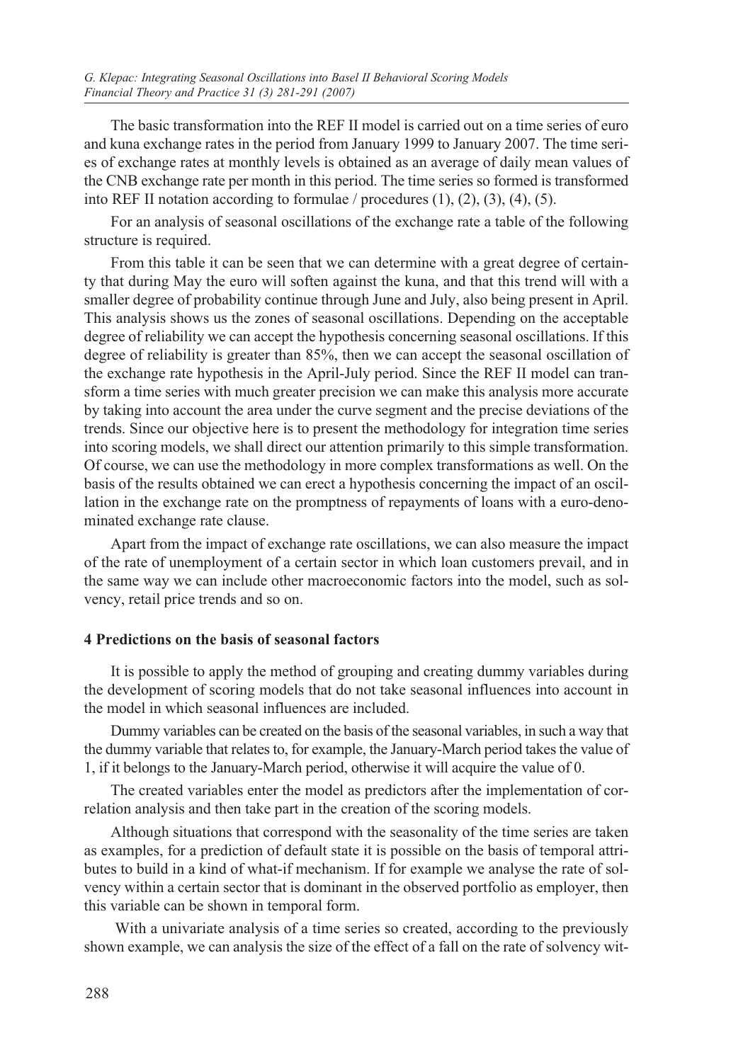The basic transformation into the REF II model is carried out on a time series of euro and kuna exchange rates in the period from January 1999 to January 2007. The time series of exchange rates at monthly levels is obtained as an average of daily mean values of the CNB exchange rate per month in this period. The time series so formed is transformed into REF II notation according to formulae / procedures (1), (2), (3), (4), (5).

For an analysis of seasonal oscillations of the exchange rate a table of the following structure is required.

From this table it can be seen that we can determine with a great degree of certainty that during May the euro will soften against the kuna, and that this trend will with a smaller degree of probability continue through June and July, also being present in April. This analysis shows us the zones of seasonal oscillations. Depending on the acceptable degree of reliability we can accept the hypothesis concerning seasonal oscillations. If this degree of reliability is greater than 85%, then we can accept the seasonal oscillation of the exchange rate hypothesis in the April-July period. Since the REF II model can transform a time series with much greater precision we can make this analysis more accurate by taking into account the area under the curve segment and the precise deviations of the trends. Since our objective here is to present the methodology for integration time series into scoring models, we shall direct our attention primarily to this simple transformation. Of course, we can use the methodology in more complex transformations as well. On the basis of the results obtained we can erect a hypothesis concerning the impact of an oscillation in the exchange rate on the promptness of repayments of loans with a euro-denominated exchange rate clause.

Apart from the impact of exchange rate oscillations, we can also measure the impact of the rate of unemployment of a certain sector in which loan customers prevail, and in the same way we can include other macroeconomic factors into the model, such as solvency, retail price trends and so on.

## 4 Predictions on the basis of seasonal factors

It is possible to apply the method of grouping and creating dummy variables during the development of scoring models that do not take seasonal influences into account in the model in which seasonal influences are included.

Dummy variables can be created on the basis of the seasonal variables, in such a way that the dummy variable that relates to, for example, the January-March period takes the value of 1, if it belongs to the January-March period, otherwise it will acquire the value of 0.

The created variables enter the model as predictors after the implementation of correlation analysis and then take part in the creation of the scoring models.

Although situations that correspond with the seasonality of the time series are taken as examples, for a prediction of default state it is possible on the basis of temporal attributes to build in a kind of what-if mechanism. If for example we analyse the rate of solvency within a certain sector that is dominant in the observed portfolio as employer, then this variable can be shown in temporal form.

With a univariate analysis of a time series so created, according to the previously shown example, we can analysis the size of the effect of a fall on the rate of solvency wit-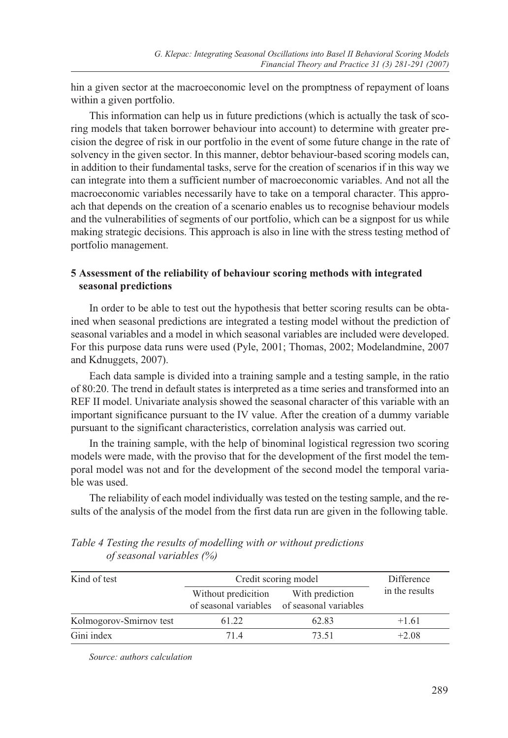hin a given sector at the macroeconomic level on the promptness of repayment of loans within a given portfolio.

This information can help us in future predictions (which is actually the task of scoring models that taken borrower behaviour into account) to determine with greater precision the degree of risk in our portfolio in the event of some future change in the rate of solvency in the given sector. In this manner, debtor behaviour-based scoring models can, in addition to their fundamental tasks, serve for the creation of scenarios if in this way we can integrate into them a sufficient number of macroeconomic variables. And not all the macroeconomic variables necessarily have to take on a temporal character. This approach that depends on the creation of a scenario enables us to recognise behaviour models and the vulnerabilities of segments of our portfolio, which can be a signpost for us while making strategic decisions. This approach is also in line with the stress testing method of portfolio management.

## 5 Assessment of the reliability of behaviour scoring methods with integrated seasonal predictions

In order to be able to test out the hypothesis that better scoring results can be obtained when seasonal predictions are integrated a testing model without the prediction of seasonal variables and a model in which seasonal variables are included were developed. For this purpose data runs were used (Pyle, 2001; Thomas, 2002; Modelandmine, 2007 and Kdnuggets, 2007).

Each data sample is divided into a training sample and a testing sample, in the ratio of 80:20. The trend in default states is interpreted as a time series and transformed into an REF II model. Univariate analysis showed the seasonal character of this variable with an important significance pursuant to the IV value. After the creation of a dummy variable pursuant to the significant characteristics, correlation analysis was carried out.

In the training sample, with the help of binominal logistical regression two scoring models were made, with the proviso that for the development of the first model the temporal model was not and for the development of the second model the temporal variable was used.

The reliability of each model individually was tested on the testing sample, and the results of the analysis of the model from the first data run are given in the following table.

*Table 4 Testing the results of modelling with or without predictions of seasonal variables (%)*

| Kind of test | Credit scoring model | | Difference in the results |
|---|---|---|---|
| | Without predicition of seasonal variables | With prediction of seasonal variables | |
| Kolmogorov-Smirnov test | 61.22 | 62.83 | +1.61 |
| Gini index | 71.4 | 73.51 | +2.08 |

*Source: authors calculation*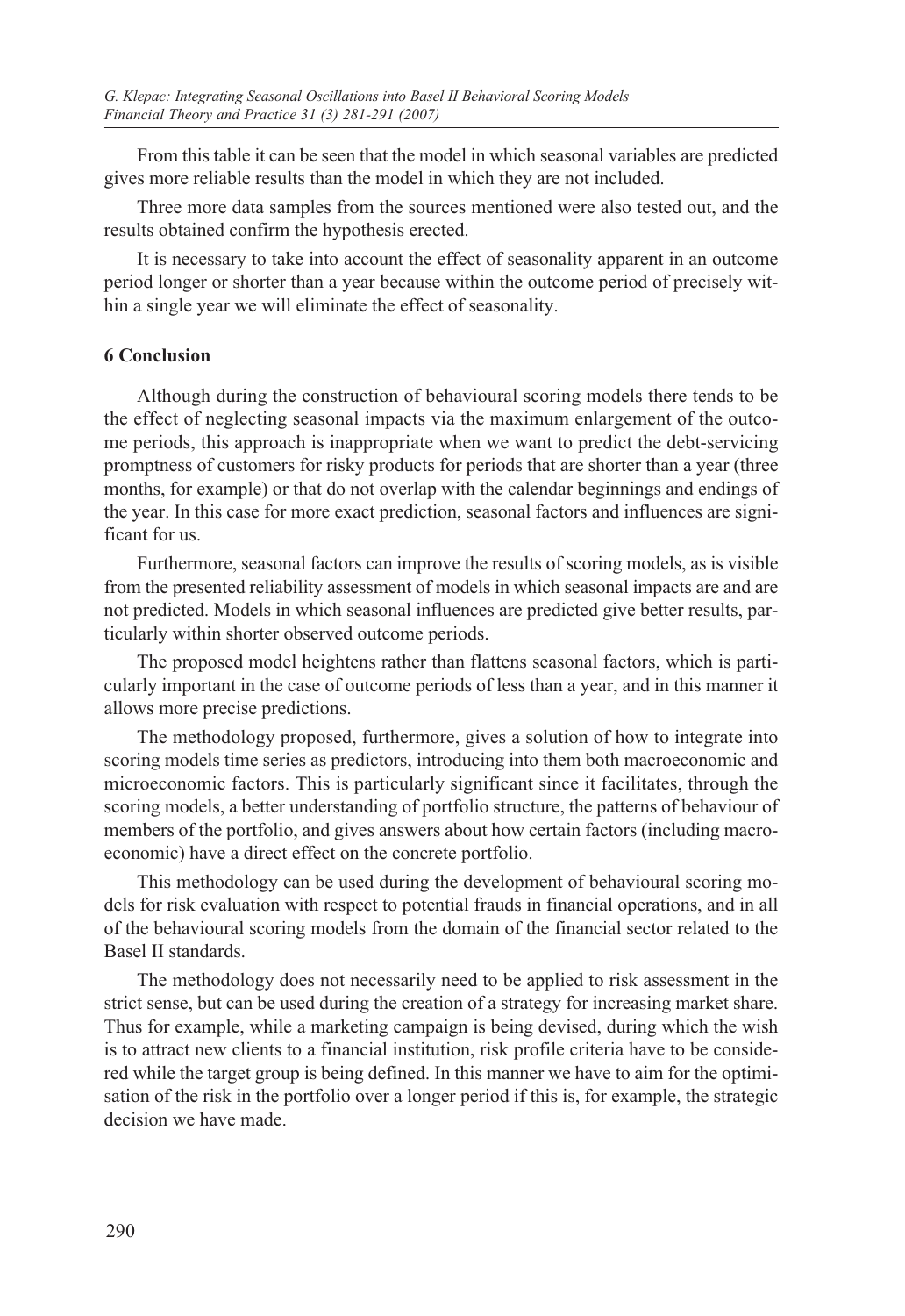From this table it can be seen that the model in which seasonal variables are predicted gives more reliable results than the model in which they are not included.

Three more data samples from the sources mentioned were also tested out, and the results obtained confirm the hypothesis erected.

It is necessary to take into account the effect of seasonality apparent in an outcome period longer or shorter than a year because within the outcome period of precisely within a single year we will eliminate the effect of seasonality.

## 6 Conclusion

Although during the construction of behavioural scoring models there tends to be the effect of neglecting seasonal impacts via the maximum enlargement of the outcome periods, this approach is inappropriate when we want to predict the debt-servicing promptness of customers for risky products for periods that are shorter than a year (three months, for example) or that do not overlap with the calendar beginnings and endings of the year. In this case for more exact prediction, seasonal factors and influences are significant for us.

Furthermore, seasonal factors can improve the results of scoring models, as is visible from the presented reliability assessment of models in which seasonal impacts are and are not predicted. Models in which seasonal influences are predicted give better results, particularly within shorter observed outcome periods.

The proposed model heightens rather than flattens seasonal factors, which is particularly important in the case of outcome periods of less than a year, and in this manner it allows more precise predictions.

The methodology proposed, furthermore, gives a solution of how to integrate into scoring models time series as predictors, introducing into them both macroeconomic and microeconomic factors. This is particularly significant since it facilitates, through the scoring models, a better understanding of portfolio structure, the patterns of behaviour of members of the portfolio, and gives answers about how certain factors (including macroeconomic) have a direct effect on the concrete portfolio.

This methodology can be used during the development of behavioural scoring models for risk evaluation with respect to potential frauds in financial operations, and in all of the behavioural scoring models from the domain of the financial sector related to the Basel II standards.

The methodology does not necessarily need to be applied to risk assessment in the strict sense, but can be used during the creation of a strategy for increasing market share. Thus for example, while a marketing campaign is being devised, during which the wish is to attract new clients to a financial institution, risk profile criteria have to be considered while the target group is being defined. In this manner we have to aim for the optimisation of the risk in the portfolio over a longer period if this is, for example, the strategic decision we have made.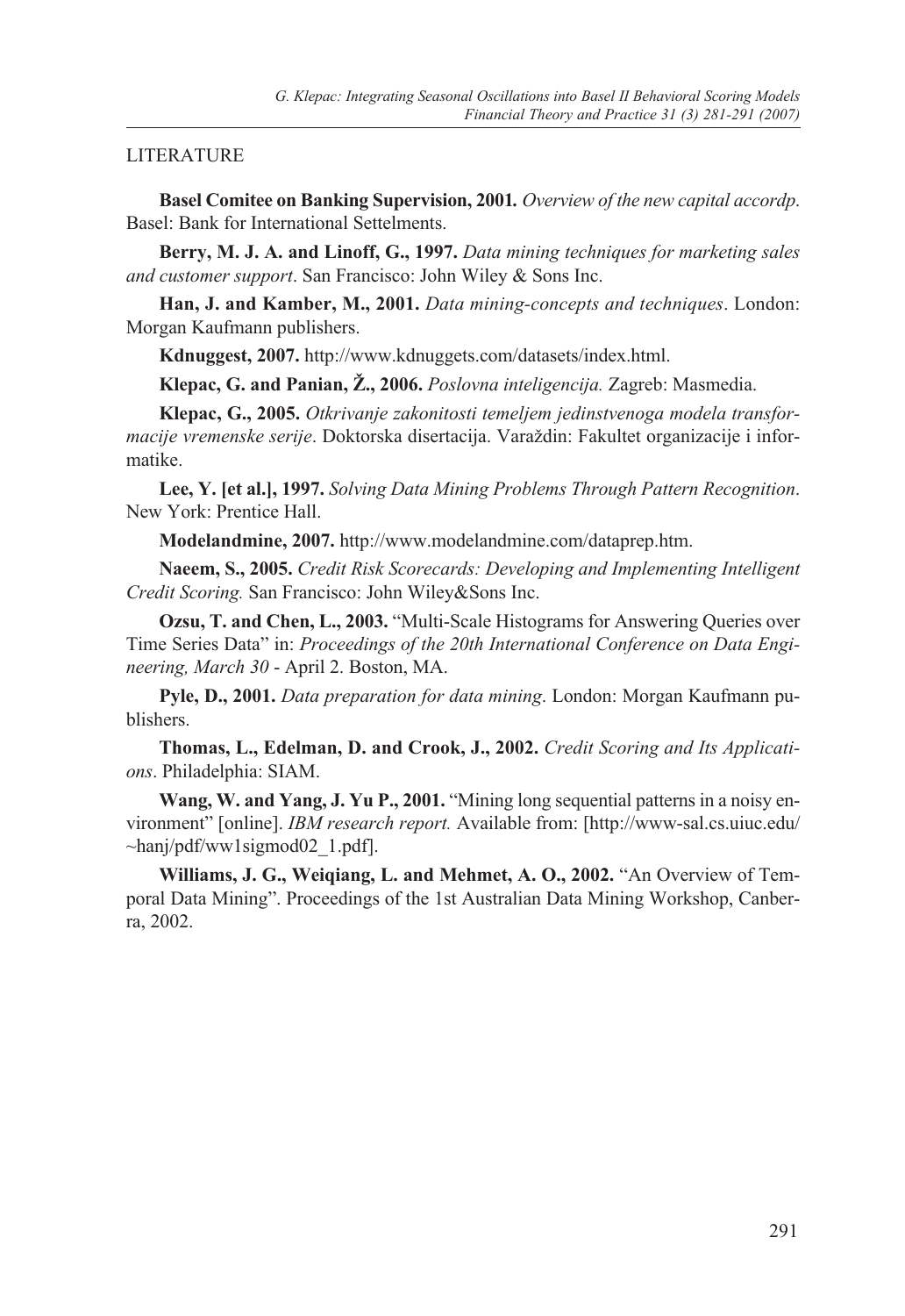## LITERATURE

**Basel Comitee on Banking Supervision, 2001.** *Overview of the new capital accordp*. Basel: Bank for International Settelments.

**Berry, M. J. A. and Linoff, G., 1997.** *Data mining techniques for marketing sales and customer support*. San Francisco: John Wiley & Sons Inc.

**Han, J. and Kamber, M., 2001.** *Data mining-concepts and techniques*. London: Morgan Kaufmann publishers.

**Kdnuggest, 2007.** http://www.kdnuggets.com/datasets/index.html.

**Klepac, G. and Panian, Ž., 2006.** *Poslovna inteligencija.* Zagreb: Masmedia.

**Klepac, G., 2005.** *Otkrivanje zakonitosti temeljem jedinstvenoga modela transformacije vremenske serije*. Doktorska disertacija. Varaždin: Fakultet organizacije i informatike.

**Lee, Y. [et al.], 1997.** *Solving Data Mining Problems Through Pattern Recognition*. New York: Prentice Hall.

**Modelandmine, 2007.** http://www.modelandmine.com/dataprep.htm.

**Naeem, S., 2005.** *Credit Risk Scorecards: Developing and Implementing Intelligent Credit Scoring.* San Francisco: John Wiley&Sons Inc.

**Ozsu, T. and Chen, L., 2003.** "Multi-Scale Histograms for Answering Queries over Time Series Data" in: *Proceedings of the 20th International Conference on Data Engineering, March 30* - April 2. Boston, MA.

**Pyle, D., 2001.** *Data preparation for data mining*. London: Morgan Kaufmann publishers.

**Thomas, L., Edelman, D. and Crook, J., 2002.** *Credit Scoring and Its Applications*. Philadelphia: SIAM.

**Wang, W. and Yang, J. Yu P., 2001.** "Mining long sequential patterns in a noisy environment" [online]. *IBM research report.* Available from: [http://www-sal.cs.uiuc.edu/~hanj/pdf/ww1sigmod02_1.pdf].

**Williams, J. G., Weiqiang, L. and Mehmet, A. O., 2002.** "An Overview of Temporal Data Mining". Proceedings of the 1st Australian Data Mining Workshop, Canberra, 2002.